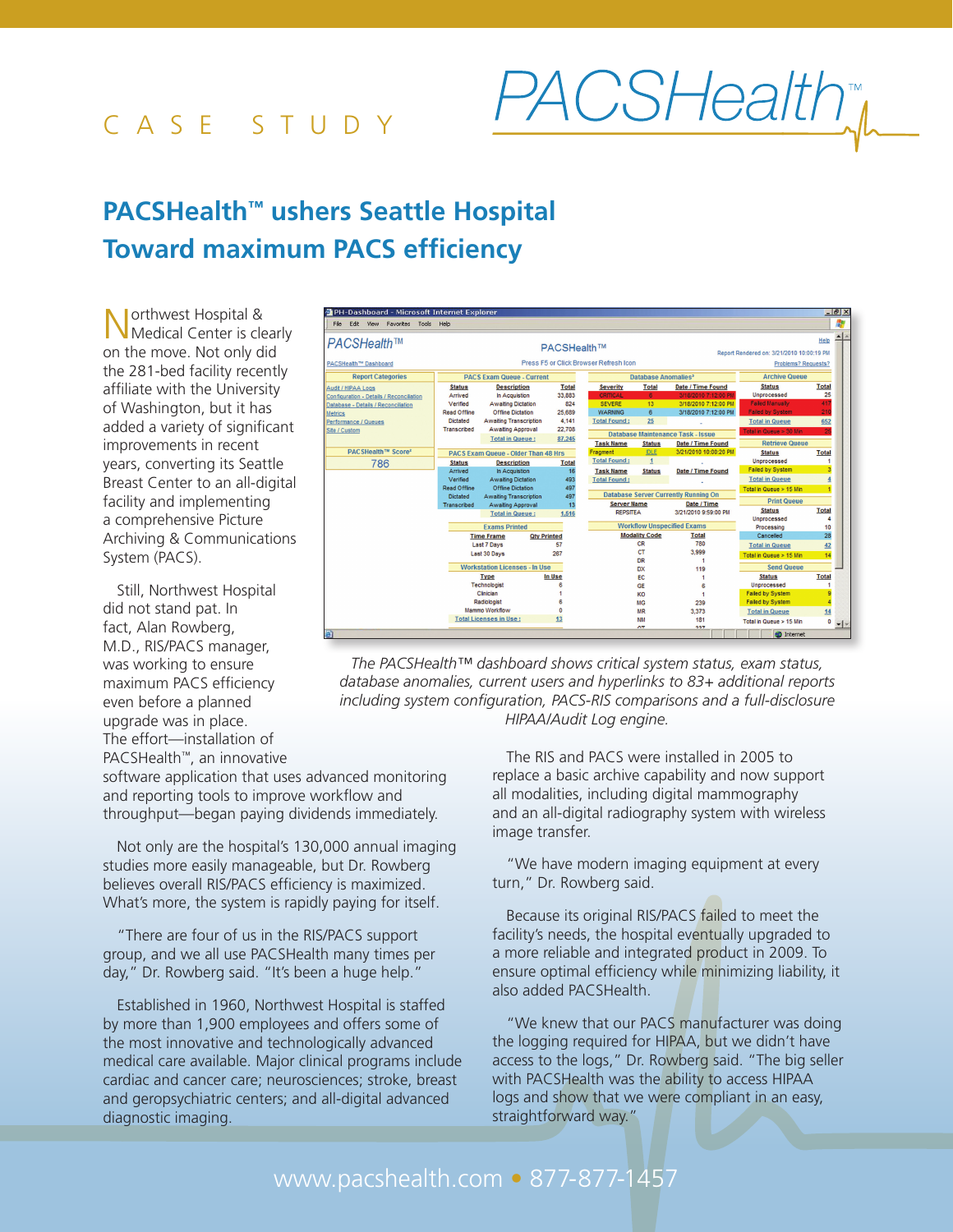CASE STUDY

PACSHealth™

# PACSHealth™ ushers Seattle Hospital Toward maximum PACS efficiency

Northwest Hospital & Medical Center is clearly on the move. Not only did the 281-bed facility recently affiliate with the University of Washington, but it has added a variety of significant improvements in recent years, converting its Seattle Breast Center to an all-digital facility and implementing a comprehensive Picture Archiving & Communications System (PACS).

Still, Northwest Hospital did not stand pat. In fact, Alan Rowberg, M.D., RIS/PACS manager, was working to ensure maximum PACS efficiency even before a planned upgrade was in place. The effort—installation of PACSHealth™, an innovative software application that uses advanced monitoring and reporting tools to improve workflow and throughput—began paying dividends immediately.

Not only are the hospital's 130,000 annual imaging studies more easily manageable, but Dr. Rowberg believes overall RIS/PACS efficiency is maximized. What's more, the system is rapidly paying for itself.

"There are four of us in the RIS/PACS support group, and we all use PACSHealth many times per day," Dr. Rowberg said. "It's been a huge help."

Established in 1960, Northwest Hospital is staffed by more than 1,900 employees and offers some of the most innovative and technologically advanced medical care available. Major clinical programs include cardiac and cancer care; neurosciences; stroke, breast and geropsychiatric centers; and all-digital advanced diagnostic imaging.

*The PACSHealth™ dashboard shows critical system status, exam status, database anomalies, current users and hyperlinks to 83+ additional reports including system configuration, PACS-RIS comparisons and a full-disclosure HIPAA/Audit Log engine.*

The RIS and PACS were installed in 2005 to replace a basic archive capability and now support all modalities, including digital mammography and an all-digital radiography system with wireless image transfer.

"We have modern imaging equipment at every turn," Dr. Rowberg said.

Because its original RIS/PACS failed to meet the facility's needs, the hospital eventually upgraded to a more reliable and integrated product in 2009. To ensure optimal efficiency while minimizing liability, it also added PACSHealth.

"We knew that our PACS manufacturer was doing the logging required for HIPAA, but we didn't have access to the logs," Dr. Rowberg said. "The big seller with PACSHealth was the ability to access HIPAA logs and show that we were compliant in an easy, straightforward way."

www.pacshealth.com • 877-877-1457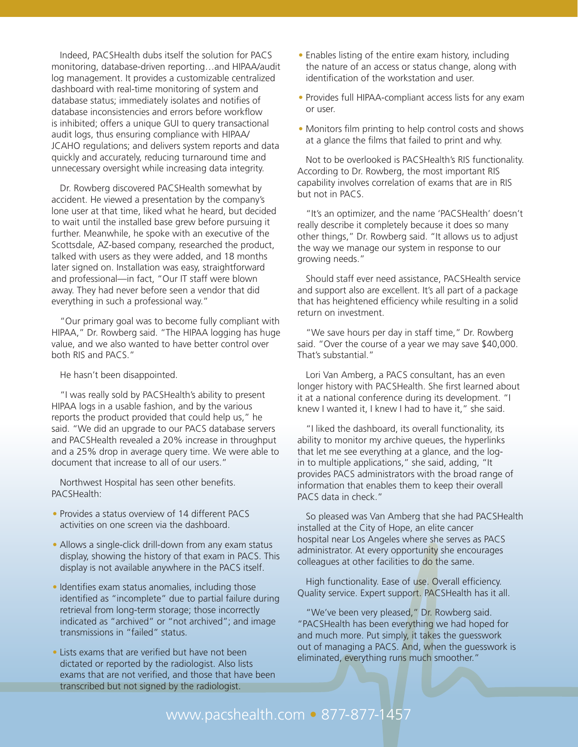Indeed, PACSHealth dubs itself the solution for PACS monitoring, database-driven reporting…and HIPAA/audit log management. It provides a customizable centralized dashboard with real-time monitoring of system and database status; immediately isolates and notifies of database inconsistencies and errors before workflow is inhibited; offers a unique GUI to query transactional audit logs, thus ensuring compliance with HIPAA/ JCAHO regulations; and delivers system reports and data quickly and accurately, reducing turnaround time and unnecessary oversight while increasing data integrity.

Dr. Rowberg discovered PACSHealth somewhat by accident. He viewed a presentation by the company's lone user at that time, liked what he heard, but decided to wait until the installed base grew before pursuing it further. Meanwhile, he spoke with an executive of the Scottsdale, AZ-based company, researched the product, talked with users as they were added, and 18 months later signed on. Installation was easy, straightforward and professional—in fact, "Our IT staff were blown away. They had never before seen a vendor that did everything in such a professional way."

"Our primary goal was to become fully compliant with HIPAA," Dr. Rowberg said. "The HIPAA logging has huge value, and we also wanted to have better control over both RIS and PACS."

He hasn't been disappointed.

"I was really sold by PACSHealth's ability to present HIPAA logs in a usable fashion, and by the various reports the product provided that could help us," he said. "We did an upgrade to our PACS database servers and PACSHealth revealed a 20% increase in throughput and a 25% drop in average query time. We were able to document that increase to all of our users."

Northwest Hospital has seen other benefits. PACSHealth:

- Provides a status overview of 14 different PACS activities on one screen via the dashboard.
- Allows a single-click drill-down from any exam status display, showing the history of that exam in PACS. This display is not available anywhere in the PACS itself.
- Identifies exam status anomalies, including those identified as "incomplete" due to partial failure during retrieval from long-term storage; those incorrectly indicated as "archived" or "not archived"; and image transmissions in "failed" status.
- Lists exams that are verified but have not been dictated or reported by the radiologist. Also lists exams that are not verified, and those that have been transcribed but not signed by the radiologist.
- Enables listing of the entire exam history, including the nature of an access or status change, along with identification of the workstation and user.
- Provides full HIPAA-compliant access lists for any exam or user.
- Monitors film printing to help control costs and shows at a glance the films that failed to print and why.

Not to be overlooked is PACSHealth's RIS functionality. According to Dr. Rowberg, the most important RIS capability involves correlation of exams that are in RIS but not in PACS.

"It's an optimizer, and the name 'PACSHealth' doesn't really describe it completely because it does so many other things," Dr. Rowberg said. "It allows us to adjust the way we manage our system in response to our growing needs."

Should staff ever need assistance, PACSHealth service and support also are excellent. It's all part of a package that has heightened efficiency while resulting in a solid return on investment.

"We save hours per day in staff time," Dr. Rowberg said. "Over the course of a year we may save $40,000. That's substantial."

Lori Van Amberg, a PACS consultant, has an even longer history with PACSHealth. She first learned about it at a national conference during its development. "I knew I wanted it, I knew I had to have it," she said.

"I liked the dashboard, its overall functionality, its ability to monitor my archive queues, the hyperlinks that let me see everything at a glance, and the log-in to multiple applications," she said, adding, "It provides PACS administrators with the broad range of information that enables them to keep their overall PACS data in check."

So pleased was Van Amberg that she had PACSHealth installed at the City of Hope, an elite cancer hospital near Los Angeles where she serves as PACS administrator. At every opportunity she encourages colleagues at other facilities to do the same.

High functionality. Ease of use. Overall efficiency. Quality service. Expert support. PACSHealth has it all.

"We've been very pleased," Dr. Rowberg said. "PACSHealth has been everything we had hoped for and much more. Put simply, it takes the guesswork out of managing a PACS. And, when the guesswork is eliminated, everything runs much smoother."

www.pacshealth.com • 877-877-1457